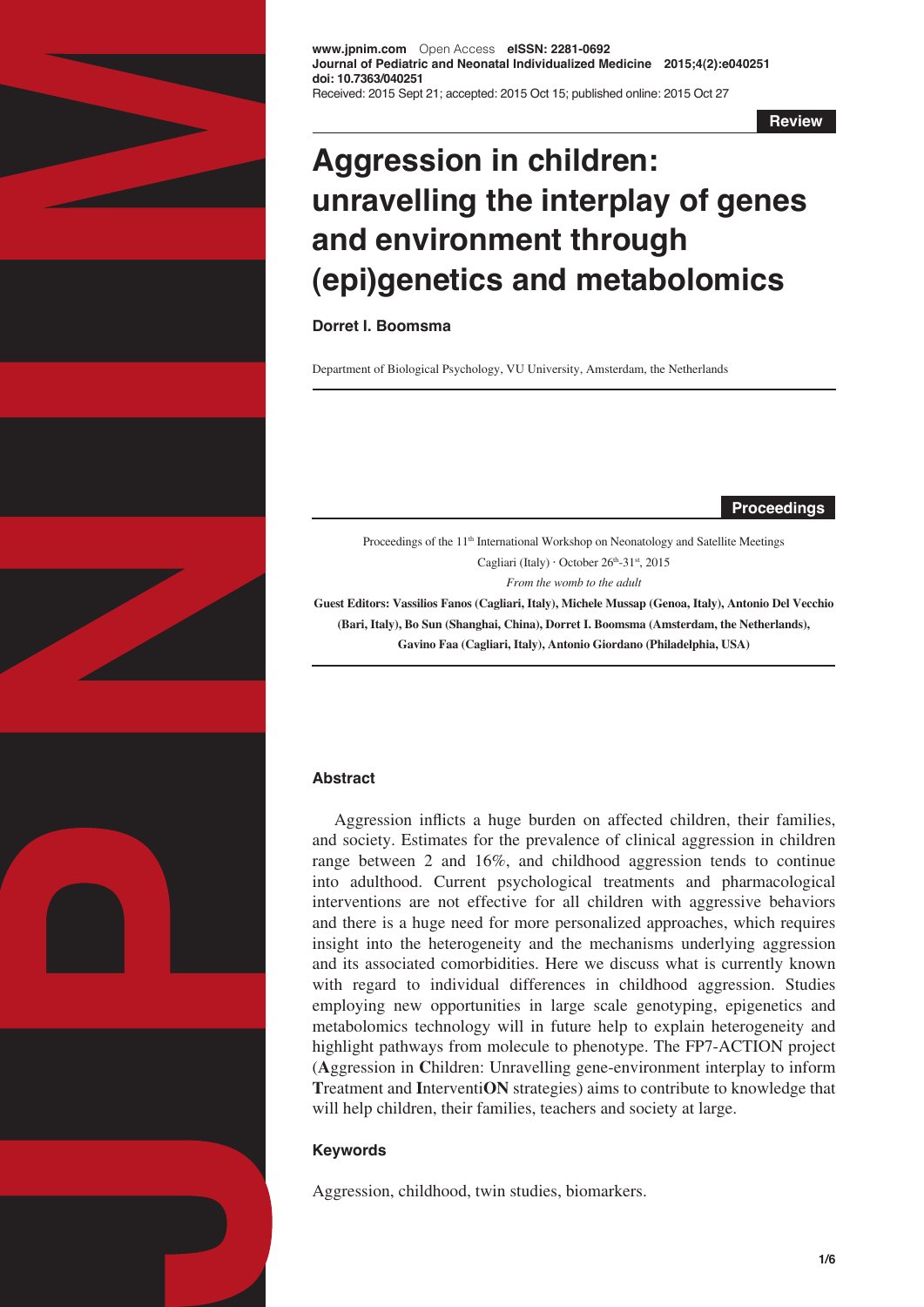**www.jpnim.com** Open Access **eISSN: 2281-0692**
**Journal of Pediatric and Neonatal Individualized Medicine 2015;4(2):e040251**
**doi: 10.7363/040251**
Received: 2015 Sept 21; accepted: 2015 Oct 15; published online: 2015 Oct 27

**Review**

# Aggression in children: unravelling the interplay of genes and environment through (epi)genetics and metabolomics

**Dorret I. Boomsma**

Department of Biological Psychology, VU University, Amsterdam, the Netherlands

**Proceedings**

Proceedings of the 11th International Workshop on Neonatology and Satellite Meetings
Cagliari (Italy) · October 26th-31st, 2015
*From the womb to the adult*

**Guest Editors: Vassilios Fanos (Cagliari, Italy), Michele Mussap (Genoa, Italy), Antonio Del Vecchio (Bari, Italy), Bo Sun (Shanghai, China), Dorret I. Boomsma (Amsterdam, the Netherlands), Gavino Faa (Cagliari, Italy), Antonio Giordano (Philadelphia, USA)**

## Abstract

Aggression inflicts a huge burden on affected children, their families, and society. Estimates for the prevalence of clinical aggression in children range between 2 and 16%, and childhood aggression tends to continue into adulthood. Current psychological treatments and pharmacological interventions are not effective for all children with aggressive behaviors and there is a huge need for more personalized approaches, which requires insight into the heterogeneity and the mechanisms underlying aggression and its associated comorbidities. Here we discuss what is currently known with regard to individual differences in childhood aggression. Studies employing new opportunities in large scale genotyping, epigenetics and metabolomics technology will in future help to explain heterogeneity and highlight pathways from molecule to phenotype. The FP7-ACTION project (**A**ggression in **C**hildren: Unravelling gene-environment interplay to inform **T**reatment and **I**nterventi**ON** strategies) aims to contribute to knowledge that will help children, their families, teachers and society at large.

## Keywords

Aggression, childhood, twin studies, biomarkers.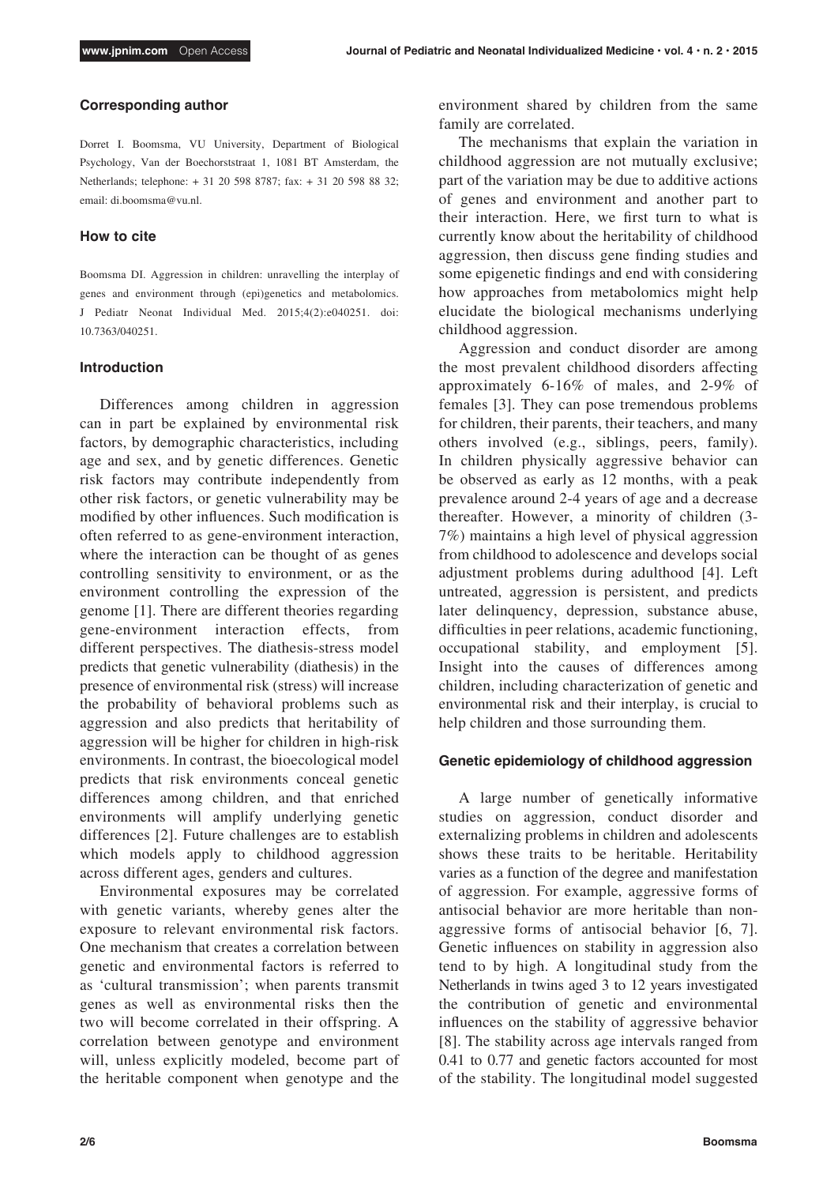### Corresponding author

Dorret I. Boomsma, VU University, Department of Biological Psychology, Van der Boechorststraat 1, 1081 BT Amsterdam, the Netherlands; telephone: + 31 20 598 8787; fax: + 31 20 598 88 32; email: di.boomsma@vu.nl.

### How to cite

Boomsma DI. Aggression in children: unravelling the interplay of genes and environment through (epi)genetics and metabolomics. J Pediatr Neonat Individual Med. 2015;4(2):e040251. doi: 10.7363/040251.

### Introduction

Differences among children in aggression can in part be explained by environmental risk factors, by demographic characteristics, including age and sex, and by genetic differences. Genetic risk factors may contribute independently from other risk factors, or genetic vulnerability may be modified by other influences. Such modification is often referred to as gene-environment interaction, where the interaction can be thought of as genes controlling sensitivity to environment, or as the environment controlling the expression of the genome [1]. There are different theories regarding gene-environment interaction effects, from different perspectives. The diathesis-stress model predicts that genetic vulnerability (diathesis) in the presence of environmental risk (stress) will increase the probability of behavioral problems such as aggression and also predicts that heritability of aggression will be higher for children in high-risk environments. In contrast, the bioecological model predicts that risk environments conceal genetic differences among children, and that enriched environments will amplify underlying genetic differences [2]. Future challenges are to establish which models apply to childhood aggression across different ages, genders and cultures.

Environmental exposures may be correlated with genetic variants, whereby genes alter the exposure to relevant environmental risk factors. One mechanism that creates a correlation between genetic and environmental factors is referred to as 'cultural transmission'; when parents transmit genes as well as environmental risks then the two will become correlated in their offspring. A correlation between genotype and environment will, unless explicitly modeled, become part of the heritable component when genotype and the environment shared by children from the same family are correlated.

The mechanisms that explain the variation in childhood aggression are not mutually exclusive; part of the variation may be due to additive actions of genes and environment and another part to their interaction. Here, we first turn to what is currently know about the heritability of childhood aggression, then discuss gene finding studies and some epigenetic findings and end with considering how approaches from metabolomics might help elucidate the biological mechanisms underlying childhood aggression.

Aggression and conduct disorder are among the most prevalent childhood disorders affecting approximately 6-16% of males, and 2-9% of females [3]. They can pose tremendous problems for children, their parents, their teachers, and many others involved (e.g., siblings, peers, family). In children physically aggressive behavior can be observed as early as 12 months, with a peak prevalence around 2-4 years of age and a decrease thereafter. However, a minority of children (3-7%) maintains a high level of physical aggression from childhood to adolescence and develops social adjustment problems during adulthood [4]. Left untreated, aggression is persistent, and predicts later delinquency, depression, substance abuse, difficulties in peer relations, academic functioning, occupational stability, and employment [5]. Insight into the causes of differences among children, including characterization of genetic and environmental risk and their interplay, is crucial to help children and those surrounding them.

### Genetic epidemiology of childhood aggression

A large number of genetically informative studies on aggression, conduct disorder and externalizing problems in children and adolescents shows these traits to be heritable. Heritability varies as a function of the degree and manifestation of aggression. For example, aggressive forms of antisocial behavior are more heritable than non-aggressive forms of antisocial behavior [6, 7]. Genetic influences on stability in aggression also tend to by high. A longitudinal study from the Netherlands in twins aged 3 to 12 years investigated the contribution of genetic and environmental influences on the stability of aggressive behavior [8]. The stability across age intervals ranged from 0.41 to 0.77 and genetic factors accounted for most of the stability. The longitudinal model suggested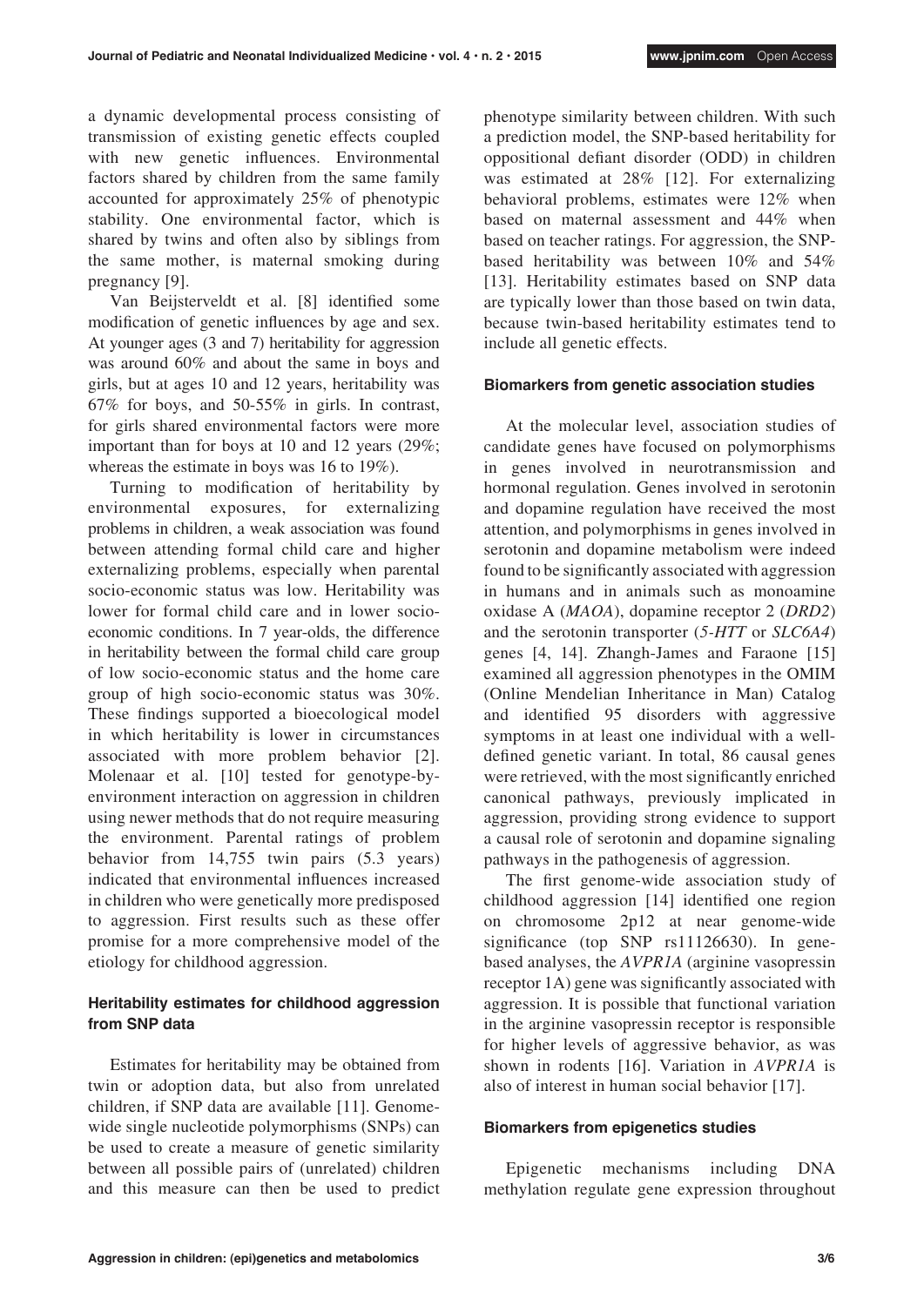a dynamic developmental process consisting of transmission of existing genetic effects coupled with new genetic influences. Environmental factors shared by children from the same family accounted for approximately 25% of phenotypic stability. One environmental factor, which is shared by twins and often also by siblings from the same mother, is maternal smoking during pregnancy [9].

Van Beijsterveldt et al. [8] identified some modification of genetic influences by age and sex. At younger ages (3 and 7) heritability for aggression was around 60% and about the same in boys and girls, but at ages 10 and 12 years, heritability was 67% for boys, and 50-55% in girls. In contrast, for girls shared environmental factors were more important than for boys at 10 and 12 years (29%; whereas the estimate in boys was 16 to 19%).

Turning to modification of heritability by environmental exposures, for externalizing problems in children, a weak association was found between attending formal child care and higher externalizing problems, especially when parental socio-economic status was low. Heritability was lower for formal child care and in lower socio-economic conditions. In 7 year-olds, the difference in heritability between the formal child care group of low socio-economic status and the home care group of high socio-economic status was 30%. These findings supported a bioecological model in which heritability is lower in circumstances associated with more problem behavior [2]. Molenaar et al. [10] tested for genotype-by-environment interaction on aggression in children using newer methods that do not require measuring the environment. Parental ratings of problem behavior from 14,755 twin pairs (5.3 years) indicated that environmental influences increased in children who were genetically more predisposed to aggression. First results such as these offer promise for a more comprehensive model of the etiology for childhood aggression.

### Heritability estimates for childhood aggression from SNP data

Estimates for heritability may be obtained from twin or adoption data, but also from unrelated children, if SNP data are available [11]. Genome-wide single nucleotide polymorphisms (SNPs) can be used to create a measure of genetic similarity between all possible pairs of (unrelated) children and this measure can then be used to predict phenotype similarity between children. With such a prediction model, the SNP-based heritability for oppositional defiant disorder (ODD) in children was estimated at 28% [12]. For externalizing behavioral problems, estimates were 12% when based on maternal assessment and 44% when based on teacher ratings. For aggression, the SNP-based heritability was between 10% and 54% [13]. Heritability estimates based on SNP data are typically lower than those based on twin data, because twin-based heritability estimates tend to include all genetic effects.

### Biomarkers from genetic association studies

At the molecular level, association studies of candidate genes have focused on polymorphisms in genes involved in neurotransmission and hormonal regulation. Genes involved in serotonin and dopamine regulation have received the most attention, and polymorphisms in genes involved in serotonin and dopamine metabolism were indeed found to be significantly associated with aggression in humans and in animals such as monoamine oxidase A (*MAOA*), dopamine receptor 2 (*DRD2*) and the serotonin transporter (*5-HTT* or *SLC6A4*) genes [4, 14]. Zhangh-James and Faraone [15] examined all aggression phenotypes in the OMIM (Online Mendelian Inheritance in Man) Catalog and identified 95 disorders with aggressive symptoms in at least one individual with a well-defined genetic variant. In total, 86 causal genes were retrieved, with the most significantly enriched canonical pathways, previously implicated in aggression, providing strong evidence to support a causal role of serotonin and dopamine signaling pathways in the pathogenesis of aggression.

The first genome-wide association study of childhood aggression [14] identified one region on chromosome 2p12 at near genome-wide significance (top SNP rs11126630). In gene-based analyses, the *AVPR1A* (arginine vasopressin receptor 1A) gene was significantly associated with aggression. It is possible that functional variation in the arginine vasopressin receptor is responsible for higher levels of aggressive behavior, as was shown in rodents [16]. Variation in *AVPR1A* is also of interest in human social behavior [17].

### Biomarkers from epigenetics studies

Epigenetic mechanisms including DNA methylation regulate gene expression throughout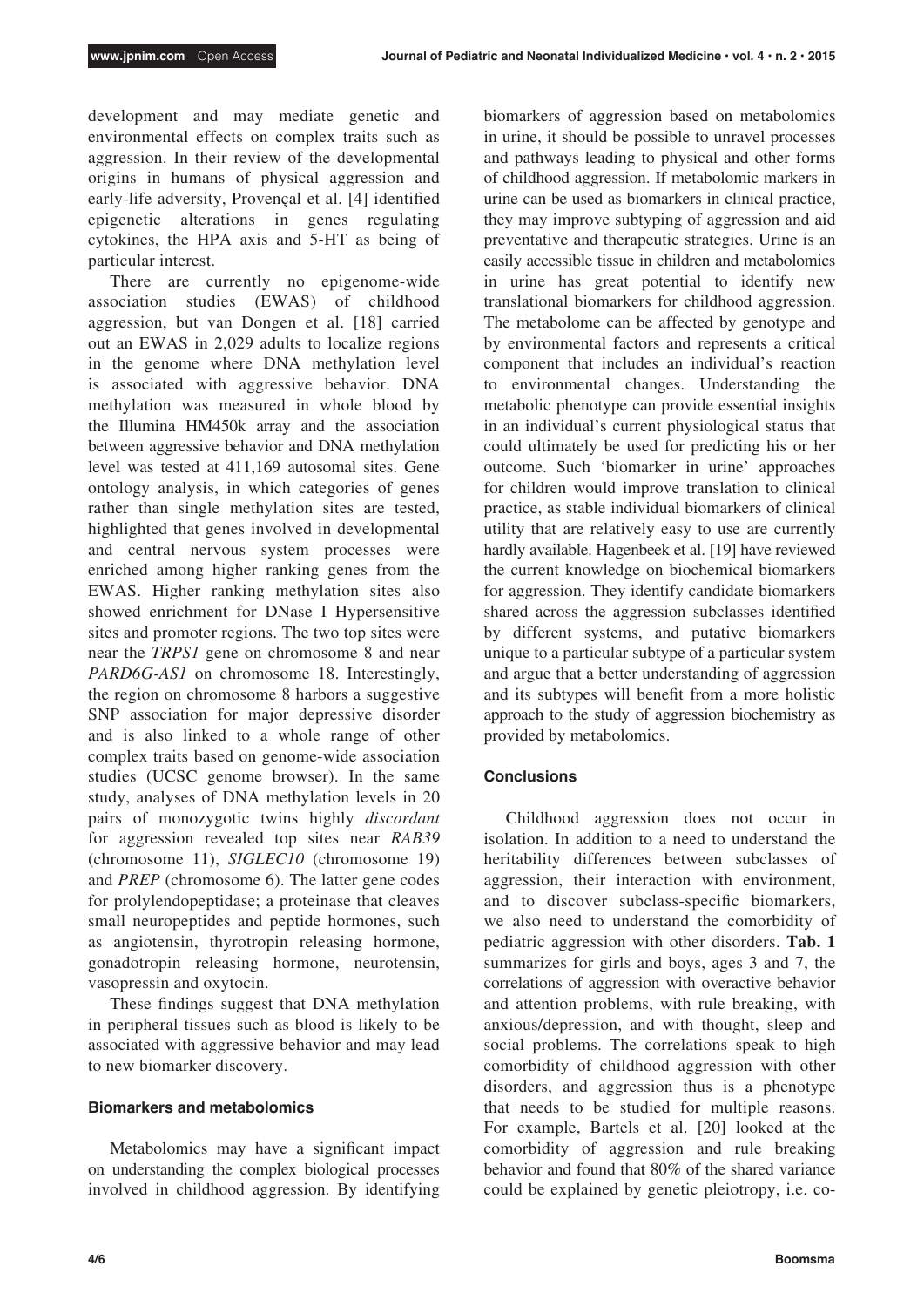development and may mediate genetic and environmental effects on complex traits such as aggression. In their review of the developmental origins in humans of physical aggression and early-life adversity, Provençal et al. [4] identified epigenetic alterations in genes regulating cytokines, the HPA axis and 5-HT as being of particular interest.

There are currently no epigenome-wide association studies (EWAS) of childhood aggression, but van Dongen et al. [18] carried out an EWAS in 2,029 adults to localize regions in the genome where DNA methylation level is associated with aggressive behavior. DNA methylation was measured in whole blood by the Illumina HM450k array and the association between aggressive behavior and DNA methylation level was tested at 411,169 autosomal sites. Gene ontology analysis, in which categories of genes rather than single methylation sites are tested, highlighted that genes involved in developmental and central nervous system processes were enriched among higher ranking genes from the EWAS. Higher ranking methylation sites also showed enrichment for DNase I Hypersensitive sites and promoter regions. The two top sites were near the *TRPS1* gene on chromosome 8 and near *PARD6G-AS1* on chromosome 18. Interestingly, the region on chromosome 8 harbors a suggestive SNP association for major depressive disorder and is also linked to a whole range of other complex traits based on genome-wide association studies (UCSC genome browser). In the same study, analyses of DNA methylation levels in 20 pairs of monozygotic twins highly *discordant* for aggression revealed top sites near *RAB39* (chromosome 11), *SIGLEC10* (chromosome 19) and *PREP* (chromosome 6). The latter gene codes for prolylendopeptidase; a proteinase that cleaves small neuropeptides and peptide hormones, such as angiotensin, thyrotropin releasing hormone, gonadotropin releasing hormone, neurotensin, vasopressin and oxytocin.

These findings suggest that DNA methylation in peripheral tissues such as blood is likely to be associated with aggressive behavior and may lead to new biomarker discovery.

#### Biomarkers and metabolomics

Metabolomics may have a significant impact on understanding the complex biological processes involved in childhood aggression. By identifying biomarkers of aggression based on metabolomics in urine, it should be possible to unravel processes and pathways leading to physical and other forms of childhood aggression. If metabolomic markers in urine can be used as biomarkers in clinical practice, they may improve subtyping of aggression and aid preventative and therapeutic strategies. Urine is an easily accessible tissue in children and metabolomics in urine has great potential to identify new translational biomarkers for childhood aggression. The metabolome can be affected by genotype and by environmental factors and represents a critical component that includes an individual's reaction to environmental changes. Understanding the metabolic phenotype can provide essential insights in an individual's current physiological status that could ultimately be used for predicting his or her outcome. Such 'biomarker in urine' approaches for children would improve translation to clinical practice, as stable individual biomarkers of clinical utility that are relatively easy to use are currently hardly available. Hagenbeek et al. [19] have reviewed the current knowledge on biochemical biomarkers for aggression. They identify candidate biomarkers shared across the aggression subclasses identified by different systems, and putative biomarkers unique to a particular subtype of a particular system and argue that a better understanding of aggression and its subtypes will benefit from a more holistic approach to the study of aggression biochemistry as provided by metabolomics.

#### Conclusions

Childhood aggression does not occur in isolation. In addition to a need to understand the heritability differences between subclasses of aggression, their interaction with environment, and to discover subclass-specific biomarkers, we also need to understand the comorbidity of pediatric aggression with other disorders. **Tab. 1** summarizes for girls and boys, ages 3 and 7, the correlations of aggression with overactive behavior and attention problems, with rule breaking, with anxious/depression, and with thought, sleep and social problems. The correlations speak to high comorbidity of childhood aggression with other disorders, and aggression thus is a phenotype that needs to be studied for multiple reasons. For example, Bartels et al. [20] looked at the comorbidity of aggression and rule breaking behavior and found that 80% of the shared variance could be explained by genetic pleiotropy, i.e. co-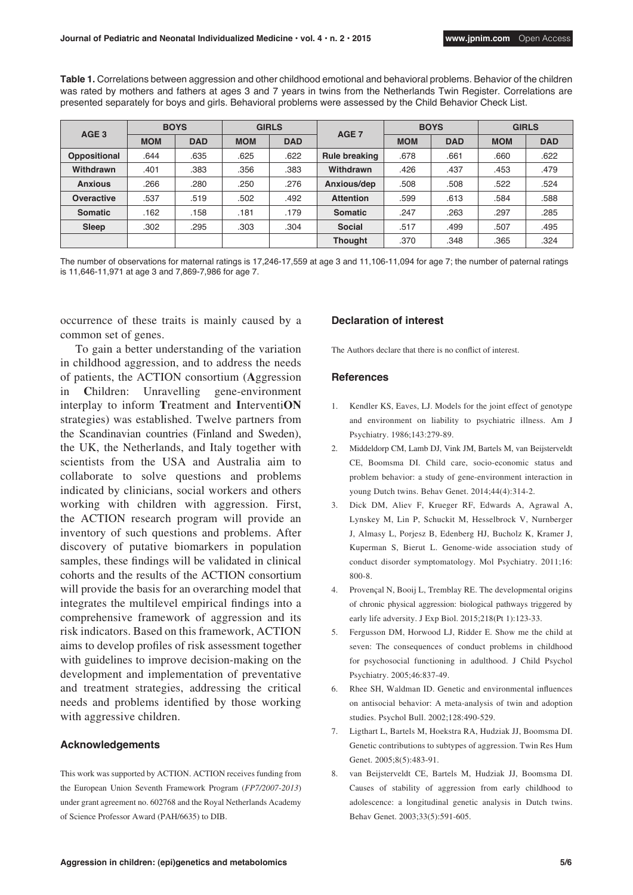**Table 1.** Correlations between aggression and other childhood emotional and behavioral problems. Behavior of the children was rated by mothers and fathers at ages 3 and 7 years in twins from the Netherlands Twin Register. Correlations are presented separately for boys and girls. Behavioral problems were assessed by the Child Behavior Check List.

| AGE 3 | BOYS | | GIRLS | | AGE 7 | BOYS | | GIRLS | |
|---|---|---|---|---|---|---|---|---|---|
| | MOM | DAD | MOM | DAD | | MOM | DAD | MOM | DAD |
| **Oppositional** | .644 | .635 | .625 | .622 | **Rule breaking** | .678 | .661 | .660 | .622 |
| **Withdrawn** | .401 | .383 | .356 | .383 | **Withdrawn** | .426 | .437 | .453 | .479 |
| **Anxious** | .266 | .280 | .250 | .276 | **Anxious/dep** | .508 | .508 | .522 | .524 |
| **Overactive** | .537 | .519 | .502 | .492 | **Attention** | .599 | .613 | .584 | .588 |
| **Somatic** | .162 | .158 | .181 | .179 | **Somatic** | .247 | .263 | .297 | .285 |
| **Sleep** | .302 | .295 | .303 | .304 | **Social** | .517 | .499 | .507 | .495 |
| | | | | | **Thought** | .370 | .348 | .365 | .324 |

The number of observations for maternal ratings is 17,246-17,559 at age 3 and 11,106-11,094 for age 7; the number of paternal ratings is 11,646-11,971 at age 3 and 7,869-7,986 for age 7.

occurrence of these traits is mainly caused by a common set of genes.

To gain a better understanding of the variation in childhood aggression, and to address the needs of patients, the ACTION consortium (**A**ggression in **C**hildren: Unravelling gene-environment interplay to inform **T**reatment and **I**nterventi**ON** strategies) was established. Twelve partners from the Scandinavian countries (Finland and Sweden), the UK, the Netherlands, and Italy together with scientists from the USA and Australia aim to collaborate to solve questions and problems indicated by clinicians, social workers and others working with children with aggression. First, the ACTION research program will provide an inventory of such questions and problems. After discovery of putative biomarkers in population samples, these findings will be validated in clinical cohorts and the results of the ACTION consortium will provide the basis for an overarching model that integrates the multilevel empirical findings into a comprehensive framework of aggression and its risk indicators. Based on this framework, ACTION aims to develop profiles of risk assessment together with guidelines to improve decision-making on the development and implementation of preventative and treatment strategies, addressing the critical needs and problems identified by those working with aggressive children.

### Acknowledgements

This work was supported by ACTION. ACTION receives funding from the European Union Seventh Framework Program (*FP7/2007-2013*) under grant agreement no. 602768 and the Royal Netherlands Academy of Science Professor Award (PAH/6635) to DIB.

### Declaration of interest

The Authors declare that there is no conflict of interest.

### References

1. Kendler KS, Eaves, LJ. Models for the joint effect of genotype and environment on liability to psychiatric illness. Am J Psychiatry. 1986;143:279-89.
2. Middeldorp CM, Lamb DJ, Vink JM, Bartels M, van Beijsterveldt CE, Boomsma DI. Child care, socio-economic status and problem behavior: a study of gene-environment interaction in young Dutch twins. Behav Genet. 2014;44(4):314-2.
3. Dick DM, Aliev F, Krueger RF, Edwards A, Agrawal A, Lynskey M, Lin P, Schuckit M, Hesselbrock V, Nurnberger J, Almasy L, Porjesz B, Edenberg HJ, Bucholz K, Kramer J, Kuperman S, Bierut L. Genome-wide association study of conduct disorder symptomatology. Mol Psychiatry. 2011;16: 800-8.
4. Provençal N, Booij L, Tremblay RE. The developmental origins of chronic physical aggression: biological pathways triggered by early life adversity. J Exp Biol. 2015;218(Pt 1):123-33.
5. Fergusson DM, Horwood LJ, Ridder E. Show me the child at seven: The consequences of conduct problems in childhood for psychosocial functioning in adulthood. J Child Psychol Psychiatry. 2005;46:837-49.
6. Rhee SH, Waldman ID. Genetic and environmental influences on antisocial behavior: A meta-analysis of twin and adoption studies. Psychol Bull. 2002;128:490-529.
7. Ligthart L, Bartels M, Hoekstra RA, Hudziak JJ, Boomsma DI. Genetic contributions to subtypes of aggression. Twin Res Hum Genet. 2005;8(5):483-91.
8. van Beijsterveldt CE, Bartels M, Hudziak JJ, Boomsma DI. Causes of stability of aggression from early childhood to adolescence: a longitudinal genetic analysis in Dutch twins. Behav Genet. 2003;33(5):591-605.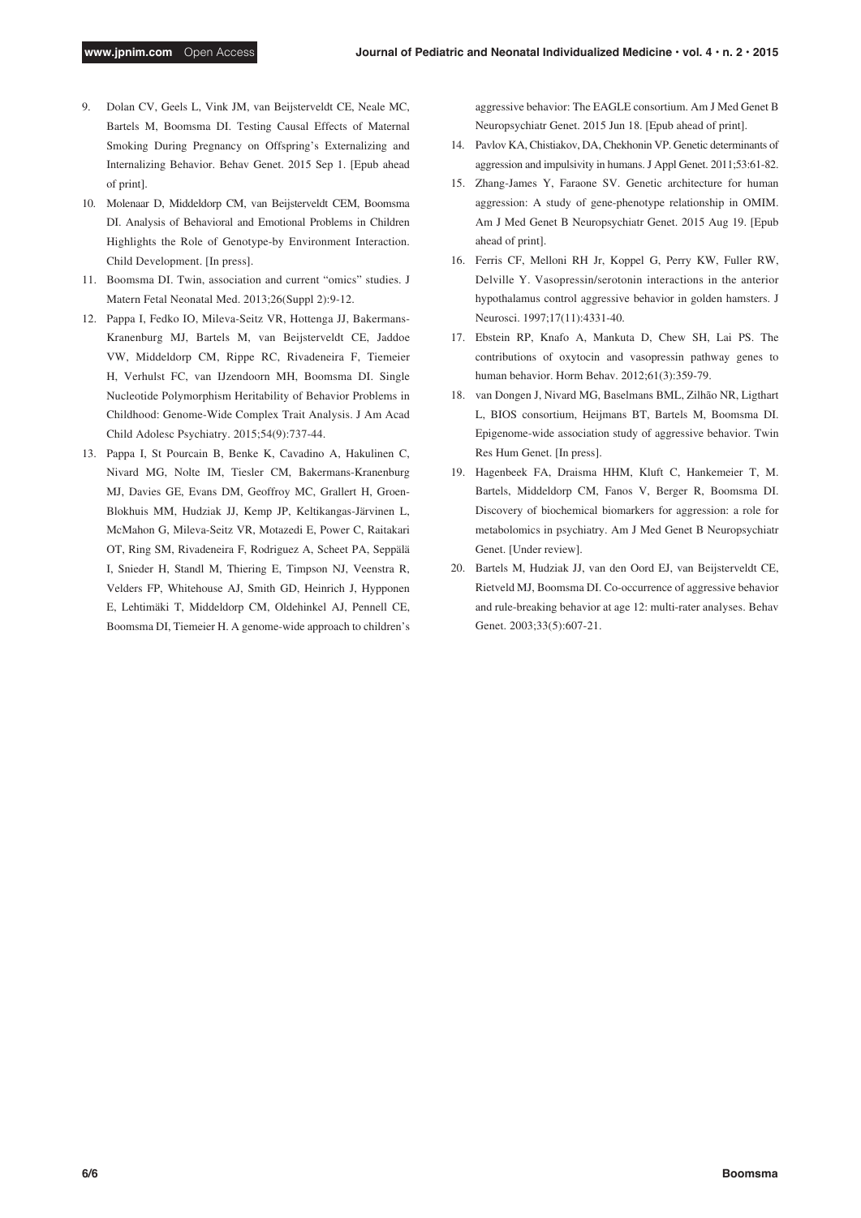9. Dolan CV, Geels L, Vink JM, van Beijsterveldt CE, Neale MC, Bartels M, Boomsma DI. Testing Causal Effects of Maternal Smoking During Pregnancy on Offspring's Externalizing and Internalizing Behavior. Behav Genet. 2015 Sep 1. [Epub ahead of print].
10. Molenaar D, Middeldorp CM, van Beijsterveldt CEM, Boomsma DI. Analysis of Behavioral and Emotional Problems in Children Highlights the Role of Genotype-by Environment Interaction. Child Development. [In press].
11. Boomsma DI. Twin, association and current "omics" studies. J Matern Fetal Neonatal Med. 2013;26(Suppl 2):9-12.
12. Pappa I, Fedko IO, Mileva-Seitz VR, Hottenga JJ, Bakermans-Kranenburg MJ, Bartels M, van Beijsterveldt CE, Jaddoe VW, Middeldorp CM, Rippe RC, Rivadeneira F, Tiemeier H, Verhulst FC, van IJzendoorn MH, Boomsma DI. Single Nucleotide Polymorphism Heritability of Behavior Problems in Childhood: Genome-Wide Complex Trait Analysis. J Am Acad Child Adolesc Psychiatry. 2015;54(9):737-44.
13. Pappa I, St Pourcain B, Benke K, Cavadino A, Hakulinen C, Nivard MG, Nolte IM, Tiesler CM, Bakermans-Kranenburg MJ, Davies GE, Evans DM, Geoffroy MC, Grallert H, Groen-Blokhuis MM, Hudziak JJ, Kemp JP, Keltikangas-Järvinen L, McMahon G, Mileva-Seitz VR, Motazedi E, Power C, Raitakari OT, Ring SM, Rivadeneira F, Rodriguez A, Scheet PA, Seppälä I, Snieder H, Standl M, Thiering E, Timpson NJ, Veenstra R, Velders FP, Whitehouse AJ, Smith GD, Heinrich J, Hypponen E, Lehtimäki T, Middeldorp CM, Oldehinkel AJ, Pennell CE, Boomsma DI, Tiemeier H. A genome-wide approach to children's aggressive behavior: The EAGLE consortium. Am J Med Genet B Neuropsychiatr Genet. 2015 Jun 18. [Epub ahead of print].
14. Pavlov KA, Chistiakov, DA, Chekhonin VP. Genetic determinants of aggression and impulsivity in humans. J Appl Genet. 2011;53:61-82.
15. Zhang-James Y, Faraone SV. Genetic architecture for human aggression: A study of gene-phenotype relationship in OMIM. Am J Med Genet B Neuropsychiatr Genet. 2015 Aug 19. [Epub ahead of print].
16. Ferris CF, Melloni RH Jr, Koppel G, Perry KW, Fuller RW, Delville Y. Vasopressin/serotonin interactions in the anterior hypothalamus control aggressive behavior in golden hamsters. J Neurosci. 1997;17(11):4331-40.
17. Ebstein RP, Knafo A, Mankuta D, Chew SH, Lai PS. The contributions of oxytocin and vasopressin pathway genes to human behavior. Horm Behav. 2012;61(3):359-79.
18. van Dongen J, Nivard MG, Baselmans BML, Zilhão NR, Ligthart L, BIOS consortium, Heijmans BT, Bartels M, Boomsma DI. Epigenome-wide association study of aggressive behavior. Twin Res Hum Genet. [In press].
19. Hagenbeek FA, Draisma HHM, Kluft C, Hankemeier T, M. Bartels, Middeldorp CM, Fanos V, Berger R, Boomsma DI. Discovery of biochemical biomarkers for aggression: a role for metabolomics in psychiatry. Am J Med Genet B Neuropsychiatr Genet. [Under review].
20. Bartels M, Hudziak JJ, van den Oord EJ, van Beijsterveldt CE, Rietveld MJ, Boomsma DI. Co-occurrence of aggressive behavior and rule-breaking behavior at age 12: multi-rater analyses. Behav Genet. 2003;33(5):607-21.